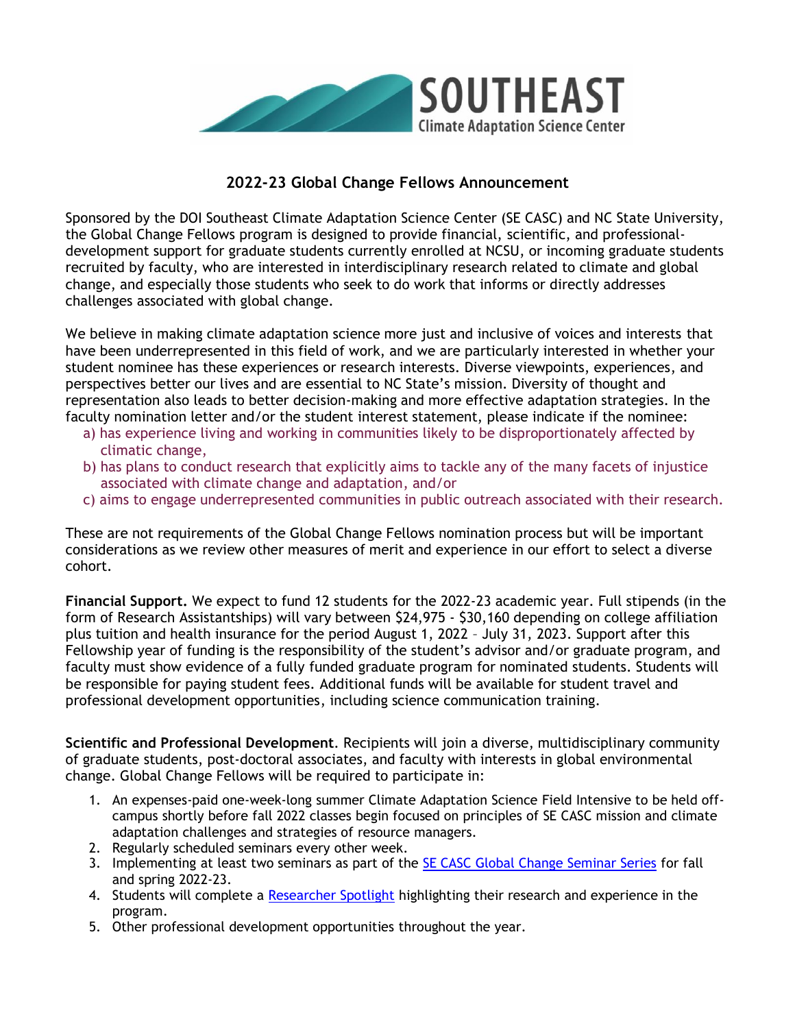SOUTHEAST
Climate Adaptation Science Center

## 2022-23 Global Change Fellows Announcement

Sponsored by the DOI Southeast Climate Adaptation Science Center (SE CASC) and NC State University, the Global Change Fellows program is designed to provide financial, scientific, and professional-development support for graduate students currently enrolled at NCSU, or incoming graduate students recruited by faculty, who are interested in interdisciplinary research related to climate and global change, and especially those students who seek to do work that informs or directly addresses challenges associated with global change.

We believe in making climate adaptation science more just and inclusive of voices and interests that have been underrepresented in this field of work, and we are particularly interested in whether your student nominee has these experiences or research interests. Diverse viewpoints, experiences, and perspectives better our lives and are essential to NC State's mission. Diversity of thought and representation also leads to better decision-making and more effective adaptation strategies. In the faculty nomination letter and/or the student interest statement, please indicate if the nominee:

a) has experience living and working in communities likely to be disproportionately affected by climatic change,
b) has plans to conduct research that explicitly aims to tackle any of the many facets of injustice associated with climate change and adaptation, and/or
c) aims to engage underrepresented communities in public outreach associated with their research.

These are not requirements of the Global Change Fellows nomination process but will be important considerations as we review other measures of merit and experience in our effort to select a diverse cohort.

**Financial Support.** We expect to fund 12 students for the 2022-23 academic year. Full stipends (in the form of Research Assistantships) will vary between $24,975 - $30,160 depending on college affiliation plus tuition and health insurance for the period August 1, 2022 – July 31, 2023. Support after this Fellowship year of funding is the responsibility of the student's advisor and/or graduate program, and faculty must show evidence of a fully funded graduate program for nominated students. Students will be responsible for paying student fees. Additional funds will be available for student travel and professional development opportunities, including science communication training.

**Scientific and Professional Development**. Recipients will join a diverse, multidisciplinary community of graduate students, post-doctoral associates, and faculty with interests in global environmental change. Global Change Fellows will be required to participate in:

1. An expenses-paid one-week-long summer Climate Adaptation Science Field Intensive to be held off-campus shortly before fall 2022 classes begin focused on principles of SE CASC mission and climate adaptation challenges and strategies of resource managers.
2. Regularly scheduled seminars every other week.
3. Implementing at least two seminars as part of the SE CASC Global Change Seminar Series for fall and spring 2022-23.
4. Students will complete a Researcher Spotlight highlighting their research and experience in the program.
5. Other professional development opportunities throughout the year.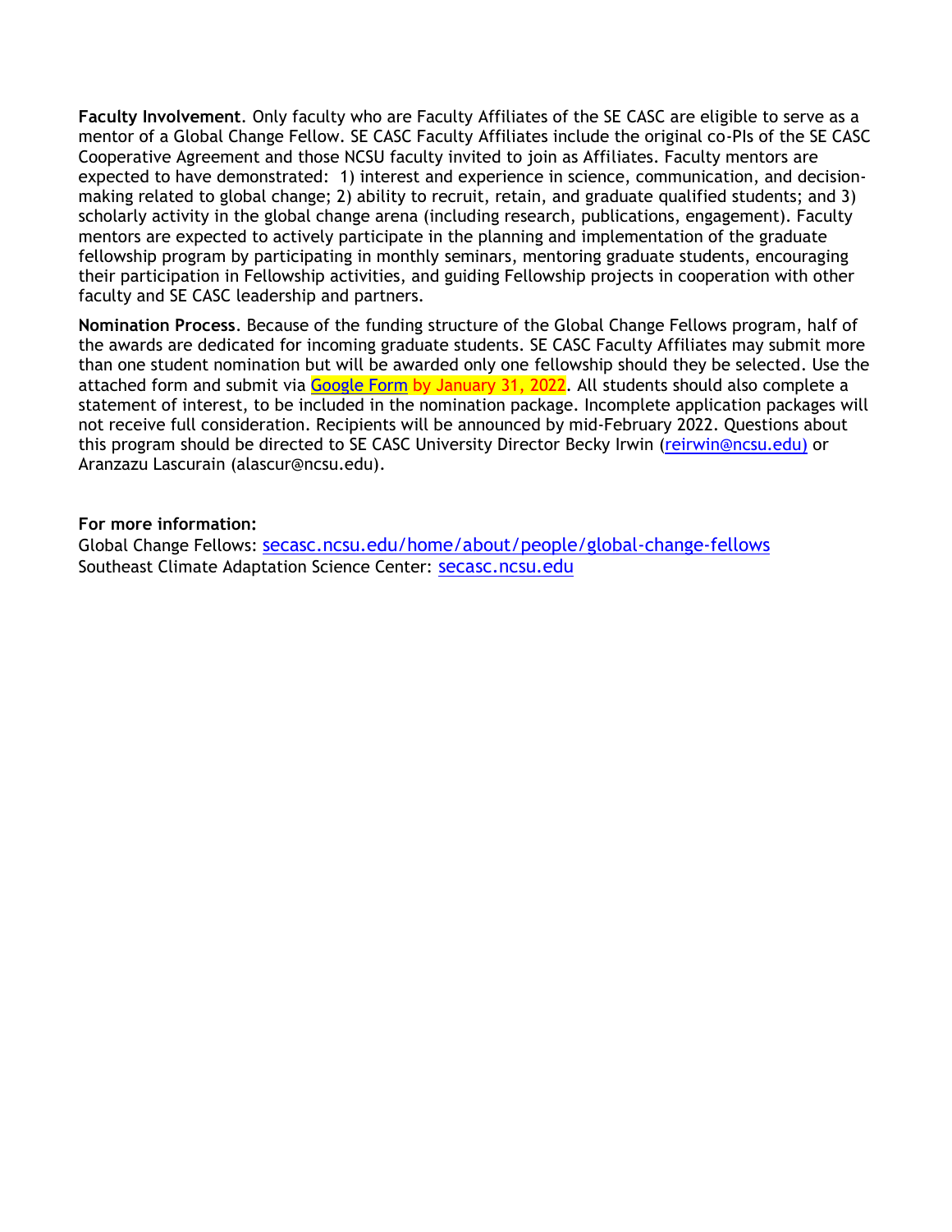**Faculty Involvement**. Only faculty who are Faculty Affiliates of the SE CASC are eligible to serve as a mentor of a Global Change Fellow. SE CASC Faculty Affiliates include the original co-PIs of the SE CASC Cooperative Agreement and those NCSU faculty invited to join as Affiliates. Faculty mentors are expected to have demonstrated: 1) interest and experience in science, communication, and decision-making related to global change; 2) ability to recruit, retain, and graduate qualified students; and 3) scholarly activity in the global change arena (including research, publications, engagement). Faculty mentors are expected to actively participate in the planning and implementation of the graduate fellowship program by participating in monthly seminars, mentoring graduate students, encouraging their participation in Fellowship activities, and guiding Fellowship projects in cooperation with other faculty and SE CASC leadership and partners.

**Nomination Process**. Because of the funding structure of the Global Change Fellows program, half of the awards are dedicated for incoming graduate students. SE CASC Faculty Affiliates may submit more than one student nomination but will be awarded only one fellowship should they be selected. Use the attached form and submit via Google Form by January 31, 2022. All students should also complete a statement of interest, to be included in the nomination package. Incomplete application packages will not receive full consideration. Recipients will be announced by mid-February 2022. Questions about this program should be directed to SE CASC University Director Becky Irwin (reirwin@ncsu.edu) or Aranzazu Lascurain (alascur@ncsu.edu).

**For more information:**
Global Change Fellows: secasc.ncsu.edu/home/about/people/global-change-fellows
Southeast Climate Adaptation Science Center: secasc.ncsu.edu